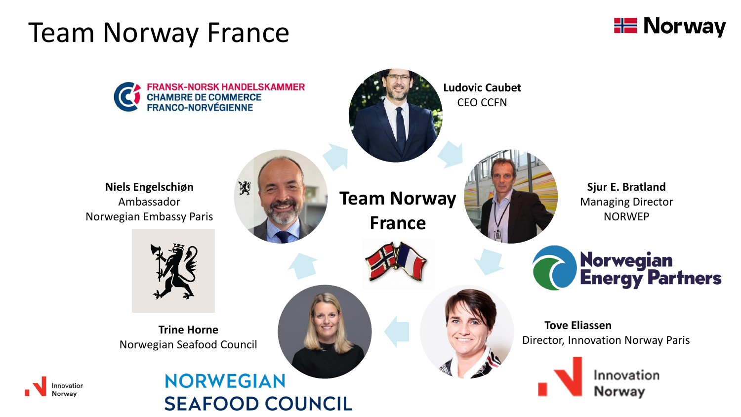# Team Norway France

Norway

FRANSK-NORSK HANDELSKAMMER
CHAMBRE DE COMMERCE
FRANCO-NORVÉGIENNE

**Ludovic Caubet**
CEO CCFN

**Sjur E. Bratland**
Managing Director
NORWEP

Norwegian Energy Partners

**Team Norway France**

**Niels Engelschiøn**
Ambassador
Norwegian Embassy Paris

**Tove Eliassen**
Director, Innovation Norway Paris

Innovation Norway

**Trine Horne**
Norwegian Seafood Council

NORWEGIAN SEAFOOD COUNCIL

Innovation Norway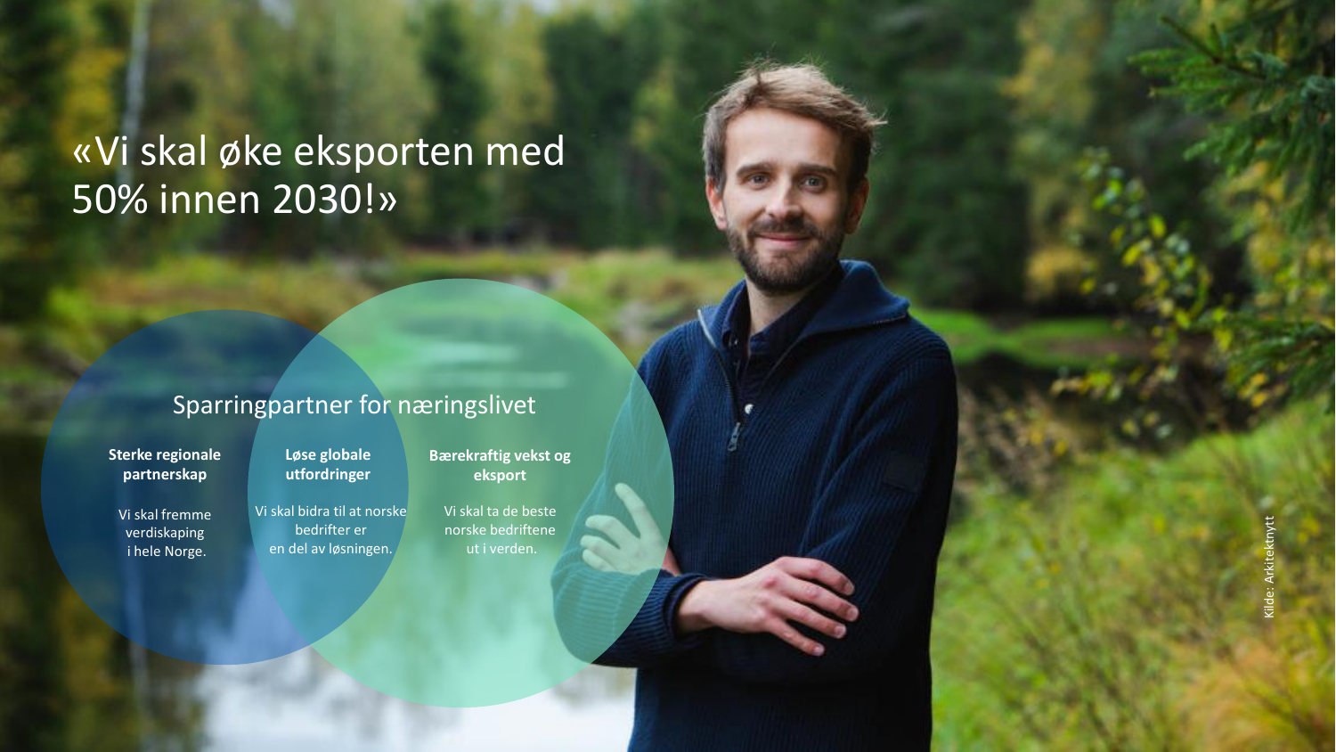# «Vi skal øke eksporten med 50% innen 2030!»

## Sparringpartner for næringslivet

**Sterke regionale partnerskap**

Vi skal fremme verdiskaping i hele Norge.

**Løse globale utfordringer**

Vi skal bidra til at norske bedrifter er en del av løsningen.

**Bærekraftig vekst og eksport**

Vi skal ta de beste norske bedriftene ut i verden.

Kilde: Arkitektnytt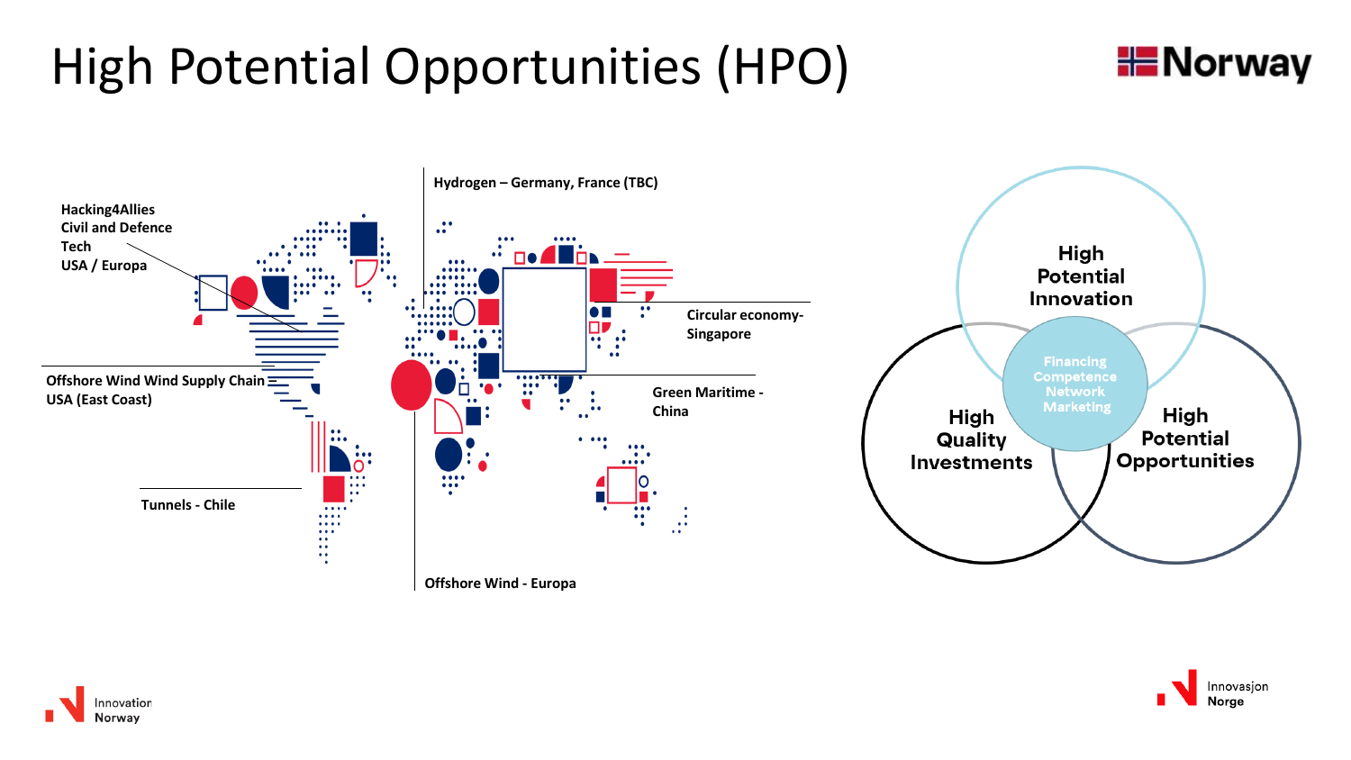# High Potential Opportunities (HPO)

Hacking4Allies
Civil and Defence
Tech
USA / Europa

Hydrogen – Germany, France (TBC)

Circular economy-
Singapore

Offshore Wind Wind Supply Chain
USA (East Coast)

Green Maritime -
China

Tunnels - Chile

Offshore Wind - Europa

High
Potential
Innovation

Financing
Competence
Network
Marketing

High
Quality
Investments

High
Potential
Opportunities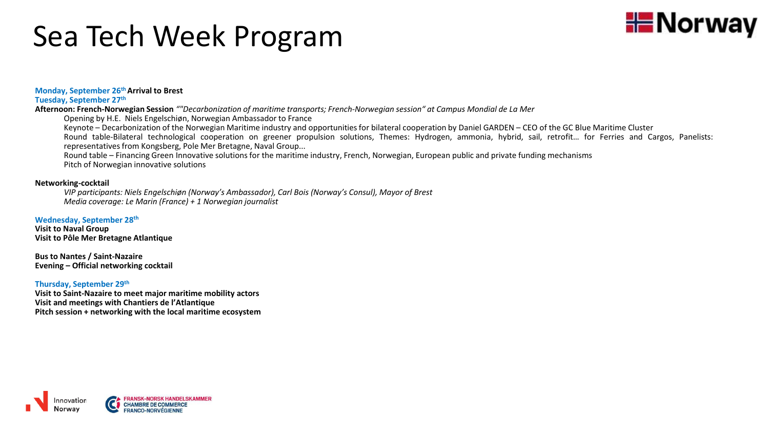# Sea Tech Week Program

**Monday, September 26th Arrival to Brest**

**Tuesday, September 27th**

**Afternoon: French-Norwegian Session** *""Decarbonization of maritime transports; French-Norwegian session" at Campus Mondial de La Mer*

- Opening by H.E. Niels Engelschiøn, Norwegian Ambassador to France
- Keynote – Decarbonization of the Norwegian Maritime industry and opportunities for bilateral cooperation by Daniel GARDEN – CEO of the GC Blue Maritime Cluster
- Round table-Bilateral technological cooperation on greener propulsion solutions, Themes: Hydrogen, ammonia, hybrid, sail, retrofit… for Ferries and Cargos, Panelists: representatives from Kongsberg, Pole Mer Bretagne, Naval Group...
- Round table – Financing Green Innovative solutions for the maritime industry, French, Norwegian, European public and private funding mechanisms
- Pitch of Norwegian innovative solutions

**Networking-cocktail**

*VIP participants: Niels Engelschiøn (Norway's Ambassador), Carl Bois (Norway's Consul), Mayor of Brest*
*Media coverage: Le Marin (France) + 1 Norwegian journalist*

**Wednesday, September 28th**

**Visit to Naval Group**
**Visit to Pôle Mer Bretagne Atlantique**

**Bus to Nantes / Saint-Nazaire**
**Evening – Official networking cocktail**

**Thursday, September 29th**

**Visit to Saint-Nazaire to meet major maritime mobility actors**
**Visit and meetings with Chantiers de l'Atlantique**
**Pitch session + networking with the local maritime ecosystem**